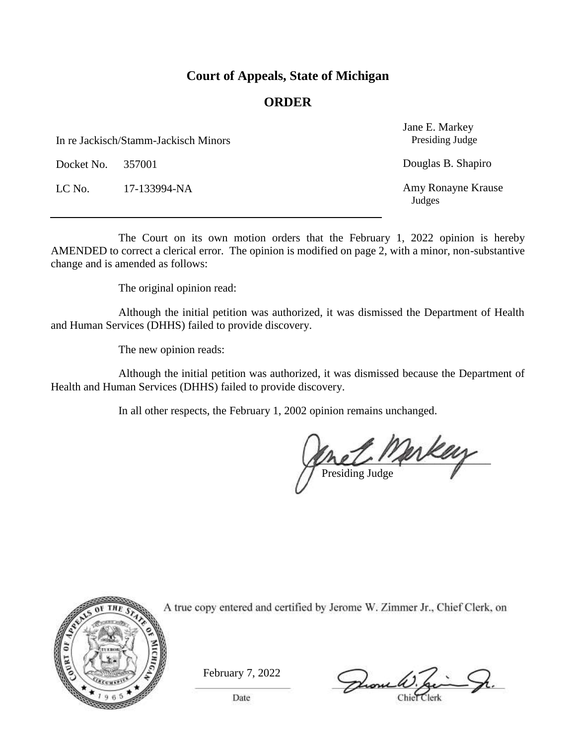# Court of Appeals, State of Michigan

## ORDER

In re Jackisch/Stamm-Jackisch Minors

Docket No. 357001

LC No. 17-133994-NA

Jane E. Markey
Presiding Judge

Douglas B. Shapiro

Amy Ronayne Krause
Judges

---

The Court on its own motion orders that the February 1, 2022 opinion is hereby AMENDED to correct a clerical error. The opinion is modified on page 2, with a minor, non-substantive change and is amended as follows:

The original opinion read:

Although the initial petition was authorized, it was dismissed the Department of Health and Human Services (DHHS) failed to provide discovery.

The new opinion reads:

Although the initial petition was authorized, it was dismissed because the Department of Health and Human Services (DHHS) failed to provide discovery.

In all other respects, the February 1, 2002 opinion remains unchanged.

Presiding Judge

A true copy entered and certified by Jerome W. Zimmer Jr., Chief Clerk, on

February 7, 2022

Date

Chief Clerk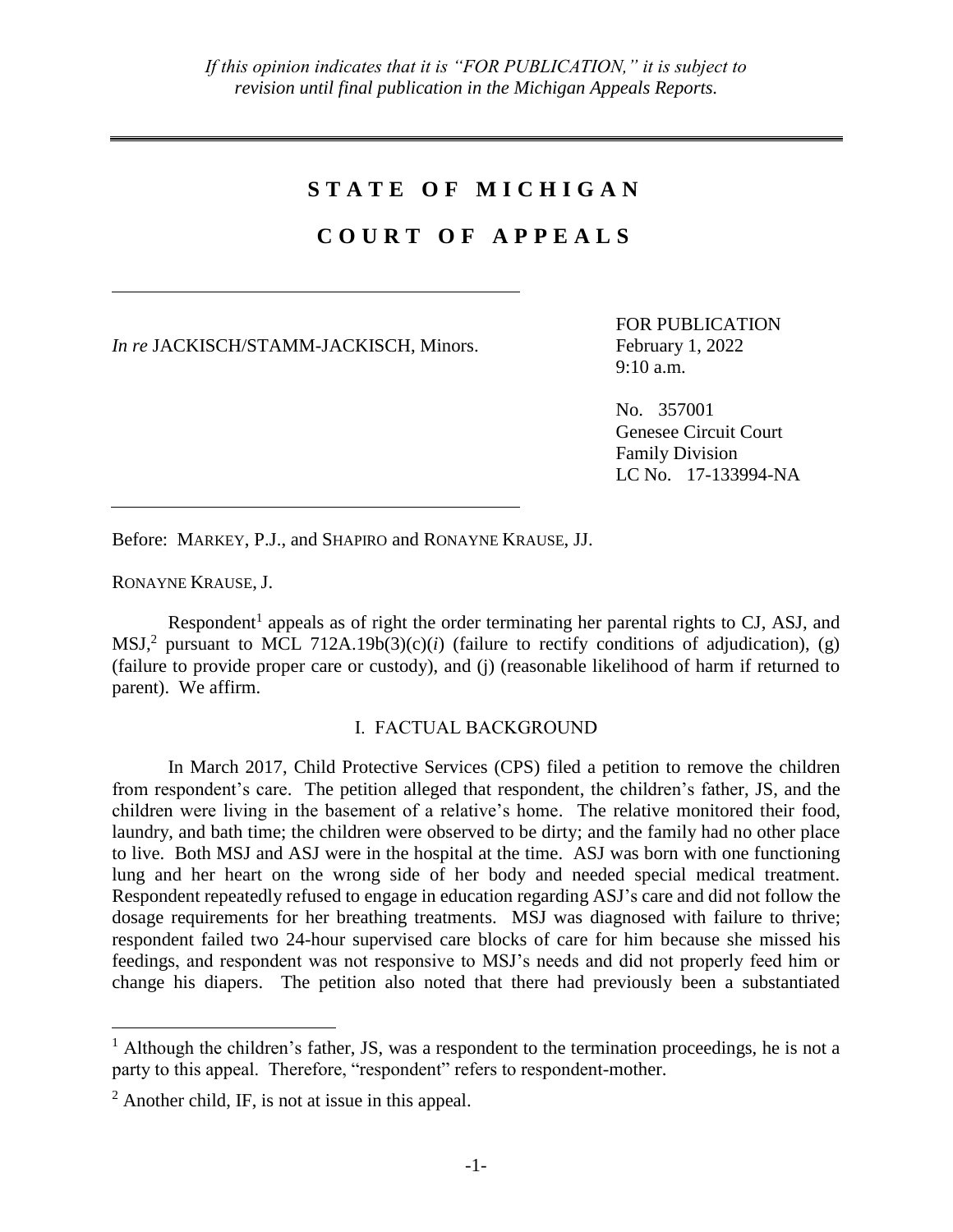*If this opinion indicates that it is "FOR PUBLICATION," it is subject to revision until final publication in the Michigan Appeals Reports.*

# STATE OF MICHIGAN

# COURT OF APPEALS

*In re* JACKISCH/STAMM-JACKISCH, Minors.

FOR PUBLICATION
February 1, 2022
9:10 a.m.

No. 357001
Genesee Circuit Court
Family Division
LC No. 17-133994-NA

Before: MARKEY, P.J., and SHAPIRO and RONAYNE KRAUSE, JJ.

RONAYNE KRAUSE, J.

Respondent[1] appeals as of right the order terminating her parental rights to CJ, ASJ, and MSJ,[2] pursuant to MCL 712A.19b(3)(c)(*i*) (failure to rectify conditions of adjudication), (g) (failure to provide proper care or custody), and (j) (reasonable likelihood of harm if returned to parent). We affirm.

## I. FACTUAL BACKGROUND

In March 2017, Child Protective Services (CPS) filed a petition to remove the children from respondent's care. The petition alleged that respondent, the children's father, JS, and the children were living in the basement of a relative's home. The relative monitored their food, laundry, and bath time; the children were observed to be dirty; and the family had no other place to live. Both MSJ and ASJ were in the hospital at the time. ASJ was born with one functioning lung and her heart on the wrong side of her body and needed special medical treatment. Respondent repeatedly refused to engage in education regarding ASJ's care and did not follow the dosage requirements for her breathing treatments. MSJ was diagnosed with failure to thrive; respondent failed two 24-hour supervised care blocks of care for him because she missed his feedings, and respondent was not responsive to MSJ's needs and did not properly feed him or change his diapers. The petition also noted that there had previously been a substantiated

[1] Although the children's father, JS, was a respondent to the termination proceedings, he is not a party to this appeal. Therefore, "respondent" refers to respondent-mother.

[2] Another child, IF, is not at issue in this appeal.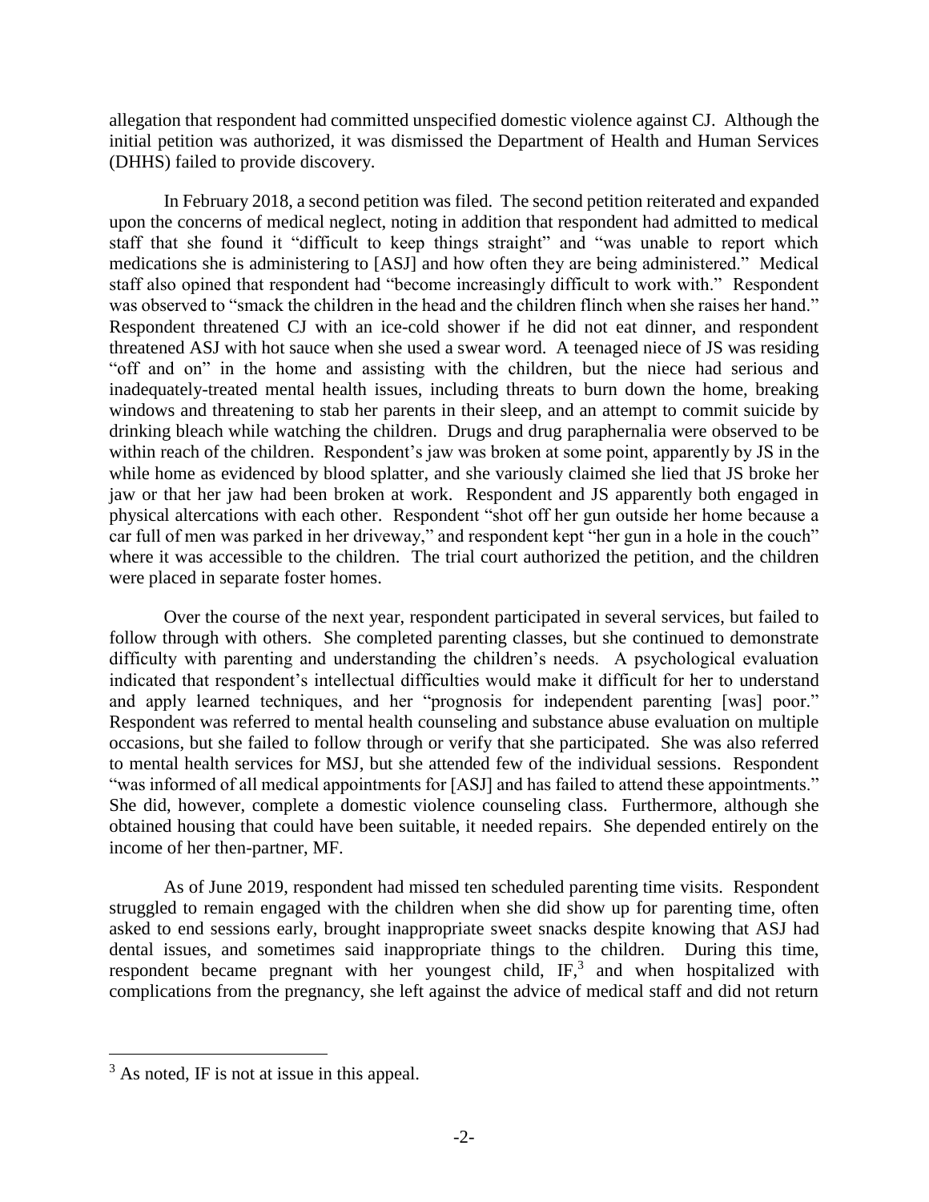allegation that respondent had committed unspecified domestic violence against CJ. Although the initial petition was authorized, it was dismissed the Department of Health and Human Services (DHHS) failed to provide discovery.

In February 2018, a second petition was filed. The second petition reiterated and expanded upon the concerns of medical neglect, noting in addition that respondent had admitted to medical staff that she found it "difficult to keep things straight" and "was unable to report which medications she is administering to [ASJ] and how often they are being administered." Medical staff also opined that respondent had "become increasingly difficult to work with." Respondent was observed to "smack the children in the head and the children flinch when she raises her hand." Respondent threatened CJ with an ice-cold shower if he did not eat dinner, and respondent threatened ASJ with hot sauce when she used a swear word. A teenaged niece of JS was residing "off and on" in the home and assisting with the children, but the niece had serious and inadequately-treated mental health issues, including threats to burn down the home, breaking windows and threatening to stab her parents in their sleep, and an attempt to commit suicide by drinking bleach while watching the children. Drugs and drug paraphernalia were observed to be within reach of the children. Respondent's jaw was broken at some point, apparently by JS in the while home as evidenced by blood splatter, and she variously claimed she lied that JS broke her jaw or that her jaw had been broken at work. Respondent and JS apparently both engaged in physical altercations with each other. Respondent "shot off her gun outside her home because a car full of men was parked in her driveway," and respondent kept "her gun in a hole in the couch" where it was accessible to the children. The trial court authorized the petition, and the children were placed in separate foster homes.

Over the course of the next year, respondent participated in several services, but failed to follow through with others. She completed parenting classes, but she continued to demonstrate difficulty with parenting and understanding the children's needs. A psychological evaluation indicated that respondent's intellectual difficulties would make it difficult for her to understand and apply learned techniques, and her "prognosis for independent parenting [was] poor." Respondent was referred to mental health counseling and substance abuse evaluation on multiple occasions, but she failed to follow through or verify that she participated. She was also referred to mental health services for MSJ, but she attended few of the individual sessions. Respondent "was informed of all medical appointments for [ASJ] and has failed to attend these appointments." She did, however, complete a domestic violence counseling class. Furthermore, although she obtained housing that could have been suitable, it needed repairs. She depended entirely on the income of her then-partner, MF.

As of June 2019, respondent had missed ten scheduled parenting time visits. Respondent struggled to remain engaged with the children when she did show up for parenting time, often asked to end sessions early, brought inappropriate sweet snacks despite knowing that ASJ had dental issues, and sometimes said inappropriate things to the children. During this time, respondent became pregnant with her youngest child, IF,[3] and when hospitalized with complications from the pregnancy, she left against the advice of medical staff and did not return

[3] As noted, IF is not at issue in this appeal.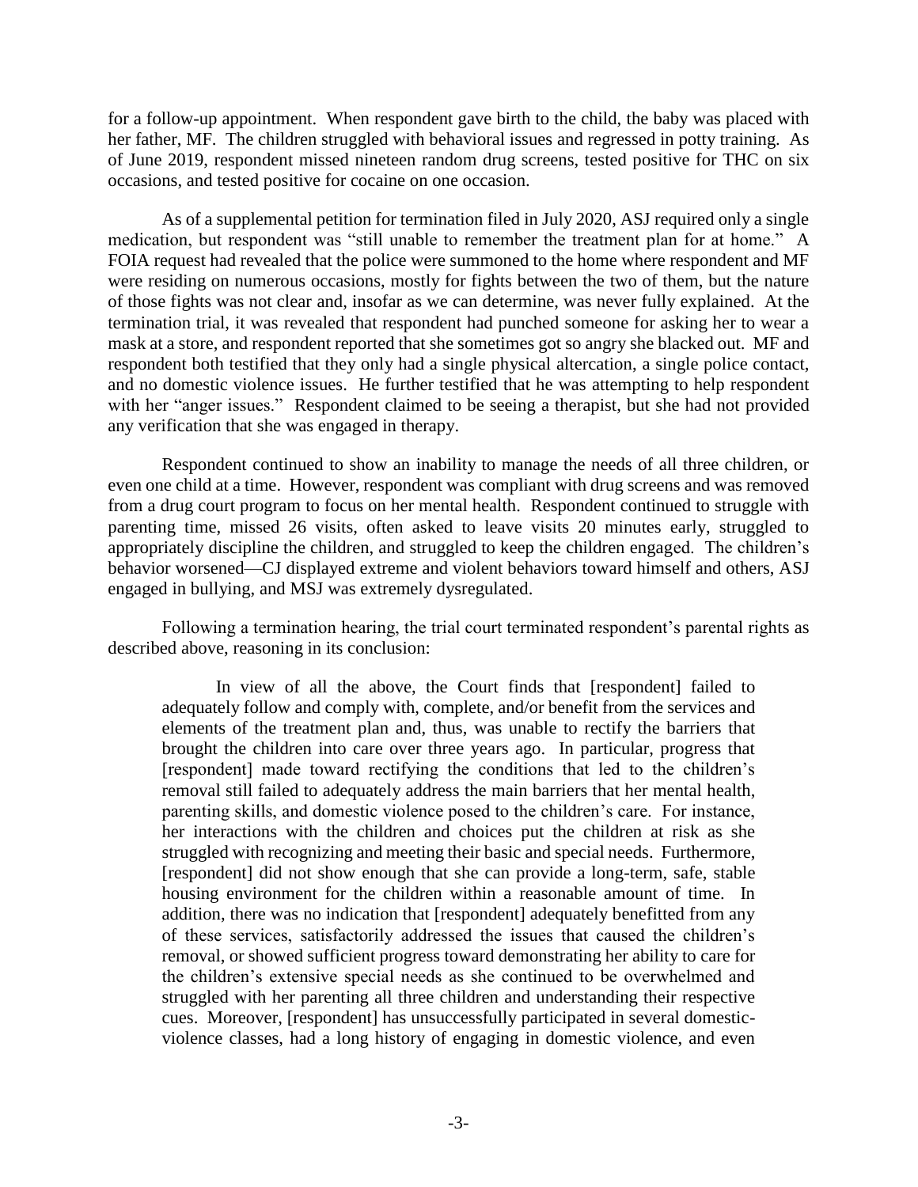for a follow-up appointment. When respondent gave birth to the child, the baby was placed with her father, MF. The children struggled with behavioral issues and regressed in potty training. As of June 2019, respondent missed nineteen random drug screens, tested positive for THC on six occasions, and tested positive for cocaine on one occasion.

As of a supplemental petition for termination filed in July 2020, ASJ required only a single medication, but respondent was "still unable to remember the treatment plan for at home." A FOIA request had revealed that the police were summoned to the home where respondent and MF were residing on numerous occasions, mostly for fights between the two of them, but the nature of those fights was not clear and, insofar as we can determine, was never fully explained. At the termination trial, it was revealed that respondent had punched someone for asking her to wear a mask at a store, and respondent reported that she sometimes got so angry she blacked out. MF and respondent both testified that they only had a single physical altercation, a single police contact, and no domestic violence issues. He further testified that he was attempting to help respondent with her "anger issues." Respondent claimed to be seeing a therapist, but she had not provided any verification that she was engaged in therapy.

Respondent continued to show an inability to manage the needs of all three children, or even one child at a time. However, respondent was compliant with drug screens and was removed from a drug court program to focus on her mental health. Respondent continued to struggle with parenting time, missed 26 visits, often asked to leave visits 20 minutes early, struggled to appropriately discipline the children, and struggled to keep the children engaged. The children's behavior worsened—CJ displayed extreme and violent behaviors toward himself and others, ASJ engaged in bullying, and MSJ was extremely dysregulated.

Following a termination hearing, the trial court terminated respondent's parental rights as described above, reasoning in its conclusion:

> In view of all the above, the Court finds that [respondent] failed to adequately follow and comply with, complete, and/or benefit from the services and elements of the treatment plan and, thus, was unable to rectify the barriers that brought the children into care over three years ago. In particular, progress that [respondent] made toward rectifying the conditions that led to the children's removal still failed to adequately address the main barriers that her mental health, parenting skills, and domestic violence posed to the children's care. For instance, her interactions with the children and choices put the children at risk as she struggled with recognizing and meeting their basic and special needs. Furthermore, [respondent] did not show enough that she can provide a long-term, safe, stable housing environment for the children within a reasonable amount of time. In addition, there was no indication that [respondent] adequately benefitted from any of these services, satisfactorily addressed the issues that caused the children's removal, or showed sufficient progress toward demonstrating her ability to care for the children's extensive special needs as she continued to be overwhelmed and struggled with her parenting all three children and understanding their respective cues. Moreover, [respondent] has unsuccessfully participated in several domestic-violence classes, had a long history of engaging in domestic violence, and even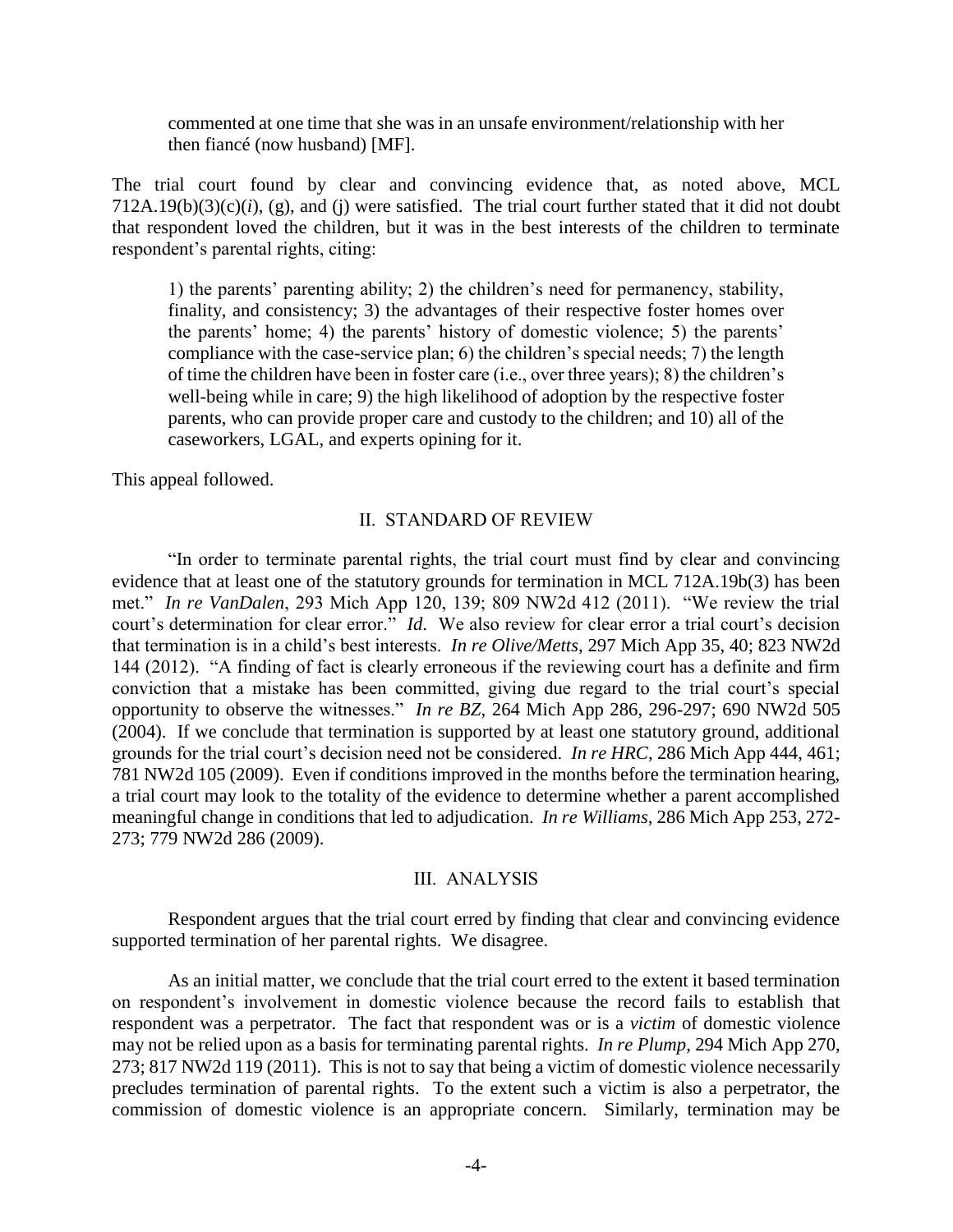commented at one time that she was in an unsafe environment/relationship with her then fiancé (now husband) [MF].

The trial court found by clear and convincing evidence that, as noted above, MCL 712A.19(b)(3)(c)(*i*), (g), and (j) were satisfied. The trial court further stated that it did not doubt that respondent loved the children, but it was in the best interests of the children to terminate respondent's parental rights, citing:

> 1) the parents' parenting ability; 2) the children's need for permanency, stability, finality, and consistency; 3) the advantages of their respective foster homes over the parents' home; 4) the parents' history of domestic violence; 5) the parents' compliance with the case-service plan; 6) the children's special needs; 7) the length of time the children have been in foster care (i.e., over three years); 8) the children's well-being while in care; 9) the high likelihood of adoption by the respective foster parents, who can provide proper care and custody to the children; and 10) all of the caseworkers, LGAL, and experts opining for it.

This appeal followed.

## II. STANDARD OF REVIEW

"In order to terminate parental rights, the trial court must find by clear and convincing evidence that at least one of the statutory grounds for termination in MCL 712A.19b(3) has been met." *In re VanDalen*, 293 Mich App 120, 139; 809 NW2d 412 (2011). "We review the trial court's determination for clear error." *Id*. We also review for clear error a trial court's decision that termination is in a child's best interests. *In re Olive/Metts*, 297 Mich App 35, 40; 823 NW2d 144 (2012). "A finding of fact is clearly erroneous if the reviewing court has a definite and firm conviction that a mistake has been committed, giving due regard to the trial court's special opportunity to observe the witnesses." *In re BZ*, 264 Mich App 286, 296-297; 690 NW2d 505 (2004). If we conclude that termination is supported by at least one statutory ground, additional grounds for the trial court's decision need not be considered. *In re HRC*, 286 Mich App 444, 461; 781 NW2d 105 (2009). Even if conditions improved in the months before the termination hearing, a trial court may look to the totality of the evidence to determine whether a parent accomplished meaningful change in conditions that led to adjudication. *In re Williams*, 286 Mich App 253, 272-273; 779 NW2d 286 (2009).

## III. ANALYSIS

Respondent argues that the trial court erred by finding that clear and convincing evidence supported termination of her parental rights. We disagree.

As an initial matter, we conclude that the trial court erred to the extent it based termination on respondent's involvement in domestic violence because the record fails to establish that respondent was a perpetrator. The fact that respondent was or is a *victim* of domestic violence may not be relied upon as a basis for terminating parental rights. *In re Plump*, 294 Mich App 270, 273; 817 NW2d 119 (2011). This is not to say that being a victim of domestic violence necessarily precludes termination of parental rights. To the extent such a victim is also a perpetrator, the commission of domestic violence is an appropriate concern. Similarly, termination may be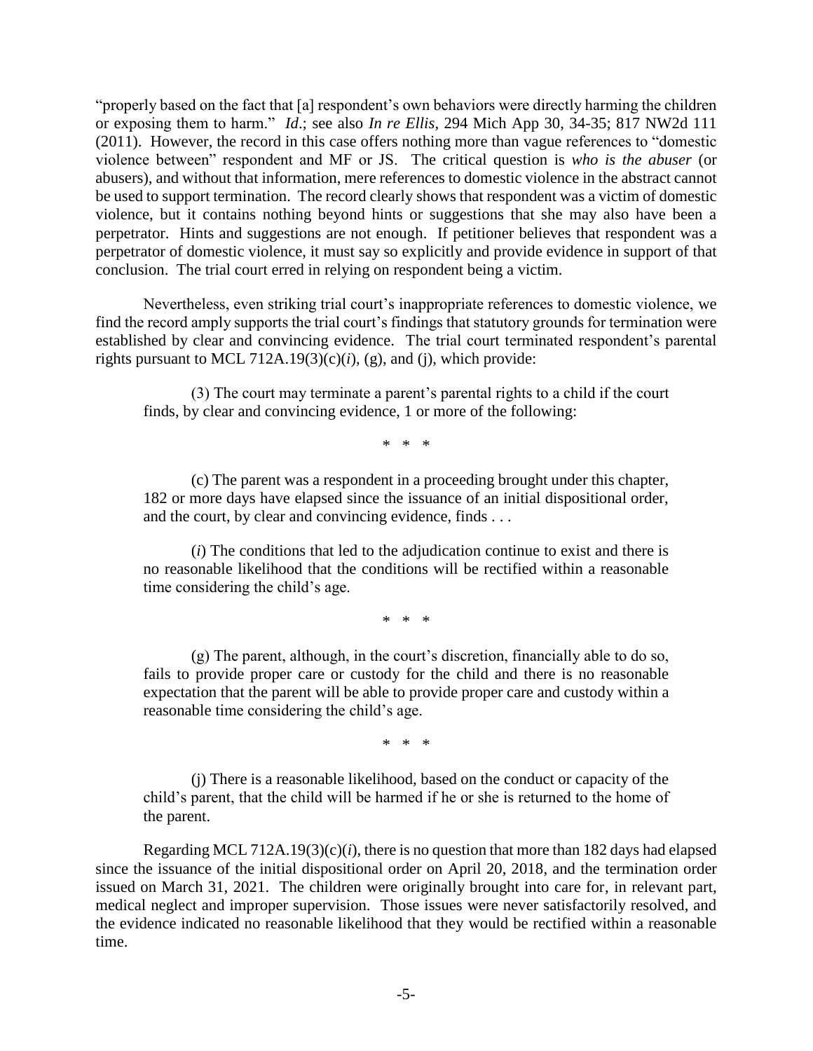"properly based on the fact that [a] respondent's own behaviors were directly harming the children or exposing them to harm." *Id*.; see also *In re Ellis*, 294 Mich App 30, 34-35; 817 NW2d 111 (2011). However, the record in this case offers nothing more than vague references to "domestic violence between" respondent and MF or JS. The critical question is *who is the abuser* (or abusers), and without that information, mere references to domestic violence in the abstract cannot be used to support termination. The record clearly shows that respondent was a victim of domestic violence, but it contains nothing beyond hints or suggestions that she may also have been a perpetrator. Hints and suggestions are not enough. If petitioner believes that respondent was a perpetrator of domestic violence, it must say so explicitly and provide evidence in support of that conclusion. The trial court erred in relying on respondent being a victim.

Nevertheless, even striking trial court's inappropriate references to domestic violence, we find the record amply supports the trial court's findings that statutory grounds for termination were established by clear and convincing evidence. The trial court terminated respondent's parental rights pursuant to MCL 712A.19(3)(c)(*i*), (g), and (j), which provide:

> (3) The court may terminate a parent's parental rights to a child if the court finds, by clear and convincing evidence, 1 or more of the following:
>
> \* \* \*
>
> (c) The parent was a respondent in a proceeding brought under this chapter, 182 or more days have elapsed since the issuance of an initial dispositional order, and the court, by clear and convincing evidence, finds . . .
>
> (*i*) The conditions that led to the adjudication continue to exist and there is no reasonable likelihood that the conditions will be rectified within a reasonable time considering the child's age.
>
> \* \* \*
>
> (g) The parent, although, in the court's discretion, financially able to do so, fails to provide proper care or custody for the child and there is no reasonable expectation that the parent will be able to provide proper care and custody within a reasonable time considering the child's age.
>
> \* \* \*
>
> (j) There is a reasonable likelihood, based on the conduct or capacity of the child's parent, that the child will be harmed if he or she is returned to the home of the parent.

Regarding MCL 712A.19(3)(c)(*i*), there is no question that more than 182 days had elapsed since the issuance of the initial dispositional order on April 20, 2018, and the termination order issued on March 31, 2021. The children were originally brought into care for, in relevant part, medical neglect and improper supervision. Those issues were never satisfactorily resolved, and the evidence indicated no reasonable likelihood that they would be rectified within a reasonable time.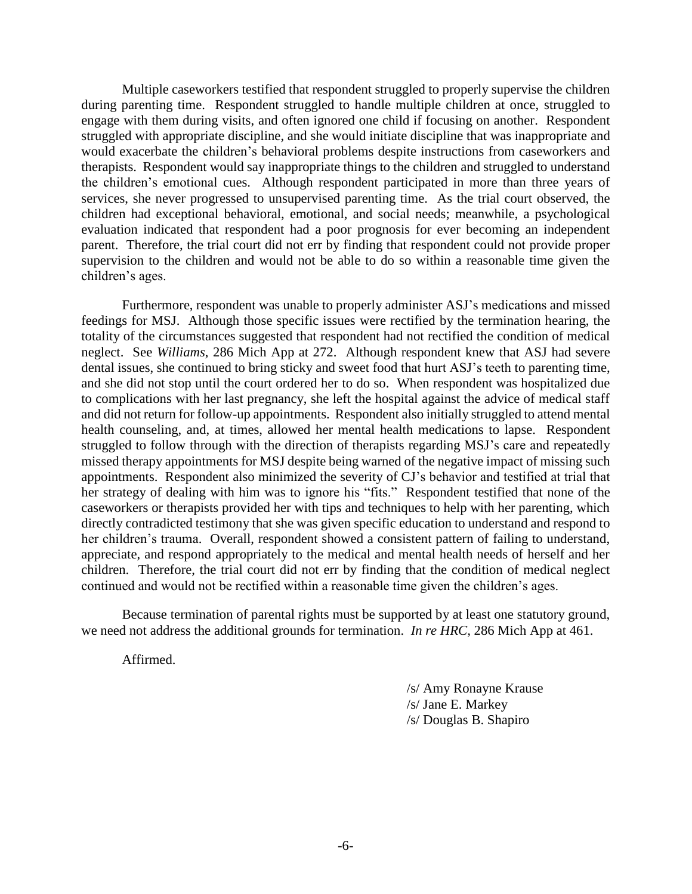Multiple caseworkers testified that respondent struggled to properly supervise the children during parenting time. Respondent struggled to handle multiple children at once, struggled to engage with them during visits, and often ignored one child if focusing on another. Respondent struggled with appropriate discipline, and she would initiate discipline that was inappropriate and would exacerbate the children's behavioral problems despite instructions from caseworkers and therapists. Respondent would say inappropriate things to the children and struggled to understand the children's emotional cues. Although respondent participated in more than three years of services, she never progressed to unsupervised parenting time. As the trial court observed, the children had exceptional behavioral, emotional, and social needs; meanwhile, a psychological evaluation indicated that respondent had a poor prognosis for ever becoming an independent parent. Therefore, the trial court did not err by finding that respondent could not provide proper supervision to the children and would not be able to do so within a reasonable time given the children's ages.

Furthermore, respondent was unable to properly administer ASJ's medications and missed feedings for MSJ. Although those specific issues were rectified by the termination hearing, the totality of the circumstances suggested that respondent had not rectified the condition of medical neglect. See *Williams*, 286 Mich App at 272. Although respondent knew that ASJ had severe dental issues, she continued to bring sticky and sweet food that hurt ASJ's teeth to parenting time, and she did not stop until the court ordered her to do so. When respondent was hospitalized due to complications with her last pregnancy, she left the hospital against the advice of medical staff and did not return for follow-up appointments. Respondent also initially struggled to attend mental health counseling, and, at times, allowed her mental health medications to lapse. Respondent struggled to follow through with the direction of therapists regarding MSJ's care and repeatedly missed therapy appointments for MSJ despite being warned of the negative impact of missing such appointments. Respondent also minimized the severity of CJ's behavior and testified at trial that her strategy of dealing with him was to ignore his "fits." Respondent testified that none of the caseworkers or therapists provided her with tips and techniques to help with her parenting, which directly contradicted testimony that she was given specific education to understand and respond to her children's trauma. Overall, respondent showed a consistent pattern of failing to understand, appreciate, and respond appropriately to the medical and mental health needs of herself and her children. Therefore, the trial court did not err by finding that the condition of medical neglect continued and would not be rectified within a reasonable time given the children's ages.

Because termination of parental rights must be supported by at least one statutory ground, we need not address the additional grounds for termination. *In re HRC*, 286 Mich App at 461.

Affirmed.

/s/ Amy Ronayne Krause
/s/ Jane E. Markey
/s/ Douglas B. Shapiro